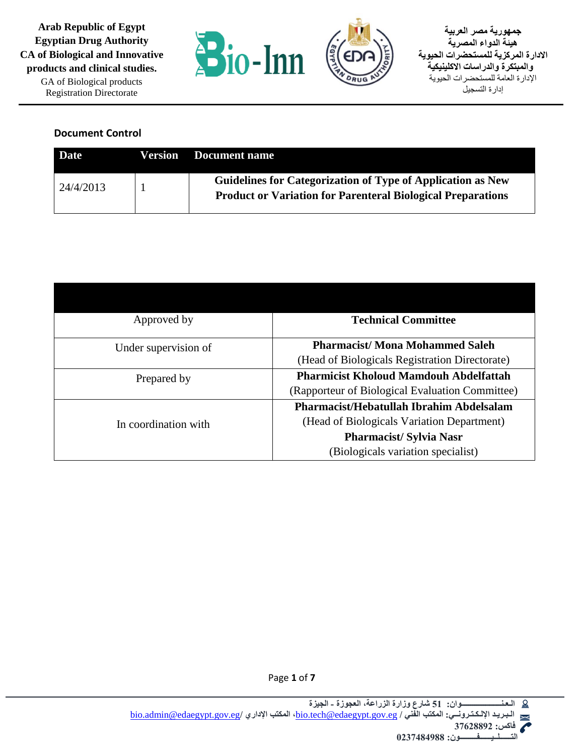**Arab Republic of Egypt**
**Egyptian Drug Authority**
**CA of Biological and Innovative products and clinical studies.**
GA of Biological products
Registration Directorate

**جمهورية مصر العربية**
**هيئة الدواء المصرية**
**الادارة المركزية للمستحضرات الحيوية والمبتكرة والدراسات الاكلينيكية**
الإدارة العامة للمستحضرات الحيوية
إدارة التسجيل

## Document Control

| Date | Version | Document name |
|---|---|---|
| 24/4/2013 | 1 | **Guidelines for Categorization of Type of Application as New Product or Variation for Parenteral Biological Preparations** |

| | |
|---|---|
| Approved by | **Technical Committee** |
| Under supervision of | **Pharmacist/ Mona Mohammed Saleh** (Head of Biologicals Registration Directorate) |
| Prepared by | **Pharmicist Kholoud Mamdouh Abdelfattah** (Rapporteur of Biological Evaluation Committee) |
| In coordination with | **Pharmacist/Hebatullah Ibrahim Abdelsalam** (Head of Biologicals Variation Department) **Pharmacist/ Sylvia Nasr** (Biologicals variation specialist) |

العنـــــــــوان: 51 شارع وزارة الزراعة، العجوزة - الجيزة
البـريد الإلـكتـرونـي: المكتب الفني / bio.tech@edaegypt.gov.eg، المكتب الإداري/ bio.admin@edaegypt.gov.eg
فاكس: 37628892
التـــليـــفــــون: 0237484988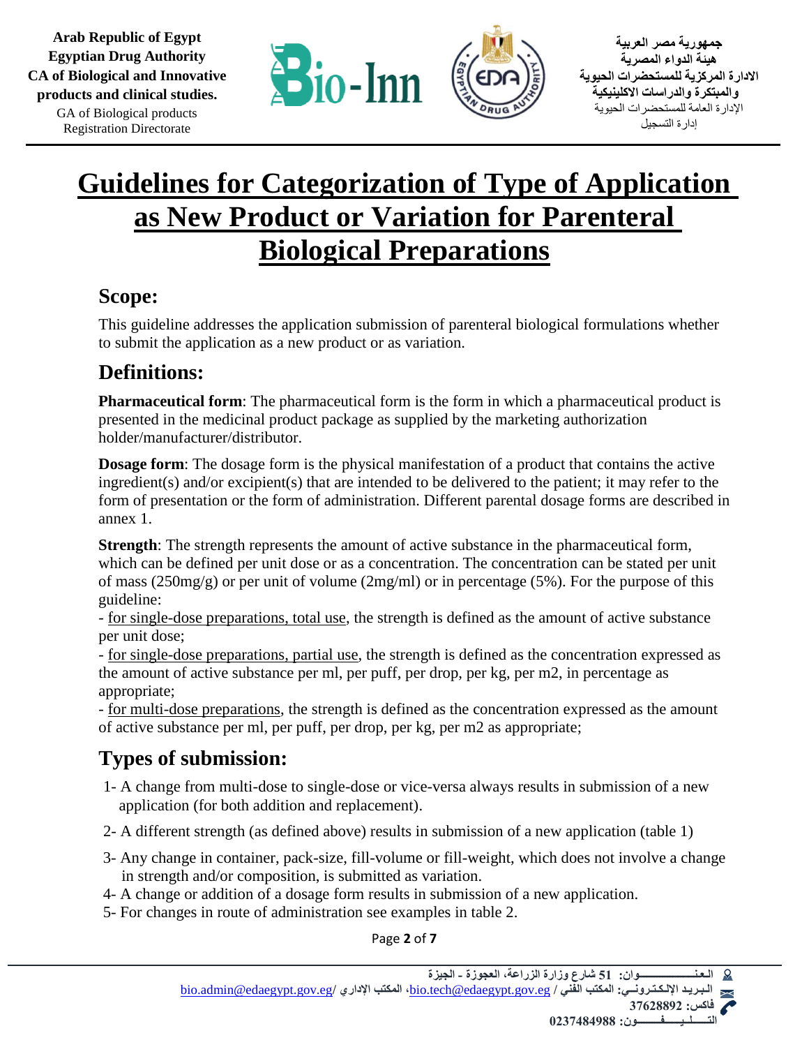# Guidelines for Categorization of Type of Application as New Product or Variation for Parenteral Biological Preparations

## Scope:

This guideline addresses the application submission of parenteral biological formulations whether to submit the application as a new product or as variation.

## Definitions:

**Pharmaceutical form**: The pharmaceutical form is the form in which a pharmaceutical product is presented in the medicinal product package as supplied by the marketing authorization holder/manufacturer/distributor.

**Dosage form**: The dosage form is the physical manifestation of a product that contains the active ingredient(s) and/or excipient(s) that are intended to be delivered to the patient; it may refer to the form of presentation or the form of administration. Different parental dosage forms are described in annex 1.

**Strength**: The strength represents the amount of active substance in the pharmaceutical form, which can be defined per unit dose or as a concentration. The concentration can be stated per unit of mass (250mg/g) or per unit of volume (2mg/ml) or in percentage (5%). For the purpose of this guideline:

- for single-dose preparations, total use, the strength is defined as the amount of active substance per unit dose;
- for single-dose preparations, partial use, the strength is defined as the concentration expressed as the amount of active substance per ml, per puff, per drop, per kg, per m2, in percentage as appropriate;
- for multi-dose preparations, the strength is defined as the concentration expressed as the amount of active substance per ml, per puff, per drop, per kg, per m2 as appropriate;

## Types of submission:

1- A change from multi-dose to single-dose or vice-versa always results in submission of a new application (for both addition and replacement).

2- A different strength (as defined above) results in submission of a new application (table 1)

3- Any change in container, pack-size, fill-volume or fill-weight, which does not involve a change in strength and/or composition, is submitted as variation.

4- A change or addition of a dosage form results in submission of a new application.

5- For changes in route of administration see examples in table 2.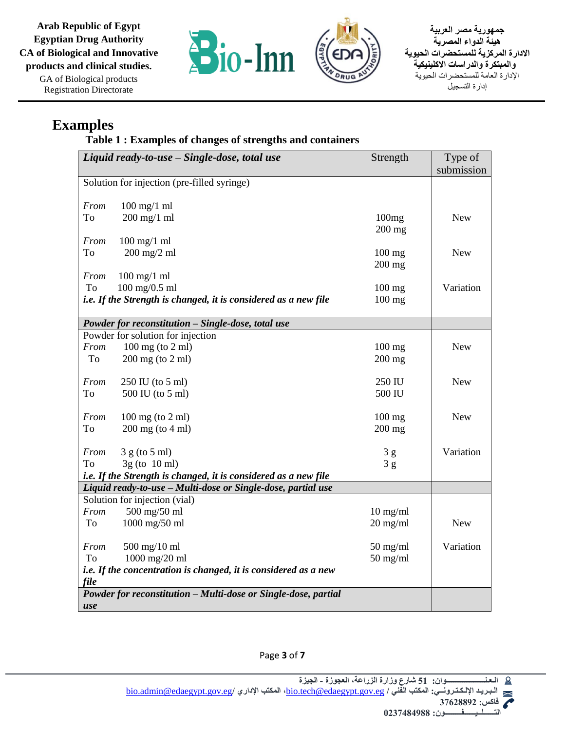# Examples

**Table 1 : Examples of changes of strengths and containers**

| ***Liquid ready-to-use – Single-dose, total use*** | Strength | Type of submission |
|---|---|---|
| Solution for injection (pre-filled syringe) | | |
| *From* 100 mg/1 ml<br>To 200 mg/1 ml | 100mg<br>200 mg | New |
| *From* 100 mg/1 ml<br>To 200 mg/2 ml | 100 mg<br>200 mg | New |
| *From* 100 mg/1 ml<br>To 100 mg/0.5 ml | 100 mg<br>100 mg | Variation |
| ***i.e. If the Strength is changed, it is considered as a new file*** | | |
| ***Powder for reconstitution – Single-dose, total use*** | | |
| Powder for solution for injection | | |
| *From* 100 mg (to 2 ml)<br>To 200 mg (to 2 ml) | 100 mg<br>200 mg | New |
| *From* 250 IU (to 5 ml)<br>To 500 IU (to 5 ml) | 250 IU<br>500 IU | New |
| *From* 100 mg (to 2 ml)<br>To 200 mg (to 4 ml) | 100 mg<br>200 mg | New |
| *From* 3 g (to 5 ml)<br>To 3g (to 10 ml) | 3 g<br>3 g | Variation |
| ***i.e. If the Strength is changed, it is considered as a new file*** | | |
| ***Liquid ready-to-use – Multi-dose or Single-dose, partial use*** | | |
| Solution for injection (vial) | | |
| *From* 500 mg/50 ml<br>To 1000 mg/50 ml | 10 mg/ml<br>20 mg/ml | New |
| *From* 500 mg/10 ml<br>To 1000 mg/20 ml | 50 mg/ml<br>50 mg/ml | Variation |
| ***i.e. If the concentration is changed, it is considered as a new file*** | | |
| ***Powder for reconstitution – Multi-dose or Single-dose, partial use*** | | |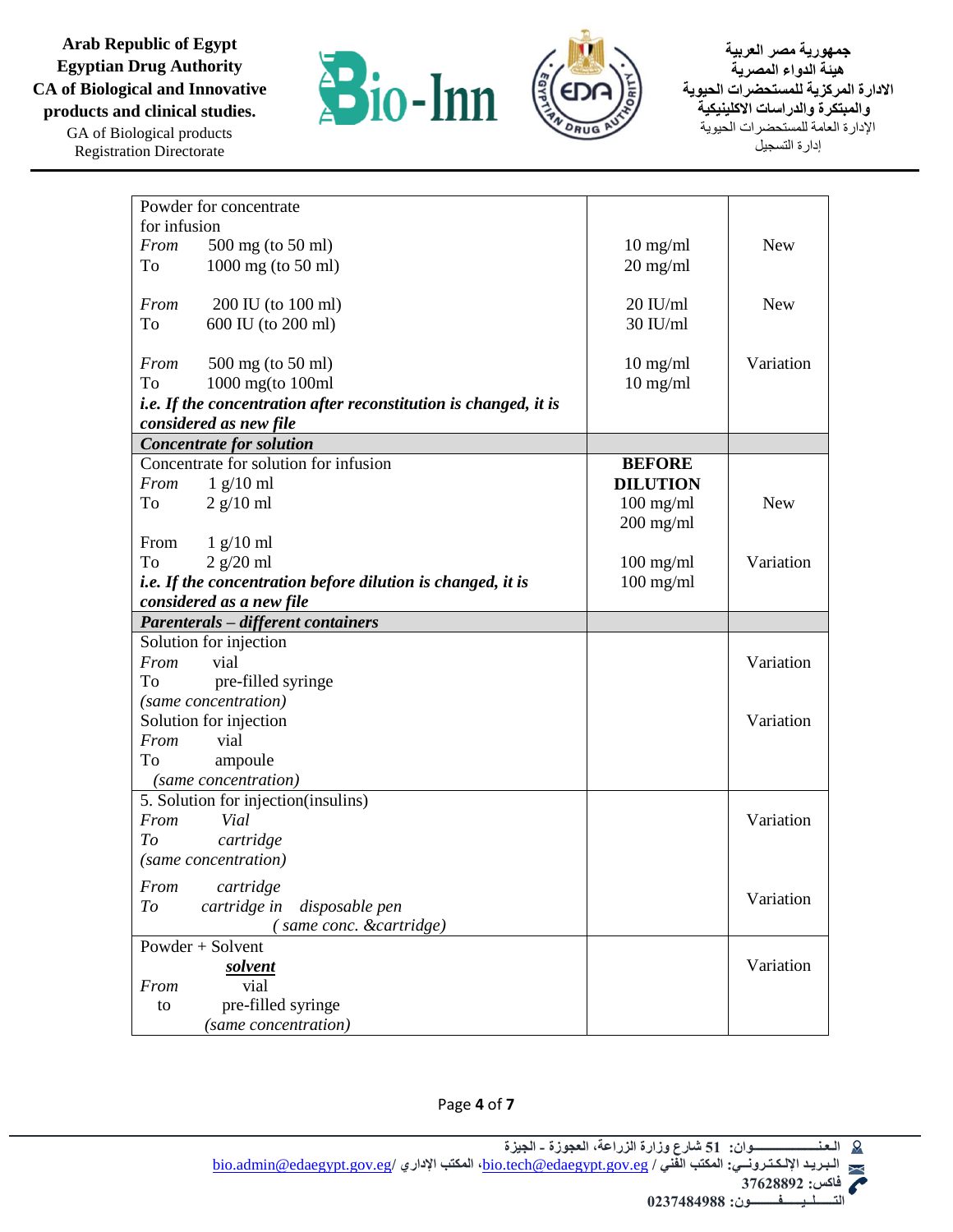| | | |
|---|---|---|
| Powder for concentrate for infusion<br>*From* 500 mg (to 50 ml)<br>To 1000 mg (to 50 ml) | 10 mg/ml<br>20 mg/ml | New |
| *From* 200 IU (to 100 ml)<br>To 600 IU (to 200 ml) | 20 IU/ml<br>30 IU/ml | New |
| *From* 500 mg (to 50 ml)<br>To 1000 mg(to 100ml<br>***i.e. If the concentration after reconstitution is changed, it is considered as new file*** | 10 mg/ml<br>10 mg/ml | Variation |
| ***Concentrate for solution*** | | |
| Concentrate for solution for infusion<br>*From* 1 g/10 ml<br>To 2 g/10 ml | **BEFORE DILUTION**<br>100 mg/ml<br>200 mg/ml | New |
| From 1 g/10 ml<br>To 2 g/20 ml<br>***i.e. If the concentration before dilution is changed, it is considered as a new file*** | 100 mg/ml<br>100 mg/ml | Variation |
| ***Parenterals – different containers*** | | |
| Solution for injection<br>*From* vial<br>To pre-filled syringe<br>*(same concentration)* | | Variation |
| Solution for injection<br>*From* vial<br>To ampoule<br>*(same concentration)* | | Variation |
| 5. Solution for injection(insulins)<br>*From Vial*<br>*To cartridge*<br>*(same concentration)* | | Variation |
| *From cartridge*<br>*To cartridge in disposable pen*<br>*( same conc. &cartridge)* | | Variation |
| Powder + Solvent<br>***solvent***<br>*From* vial<br>to pre-filled syringe<br>*(same concentration)* | | Variation |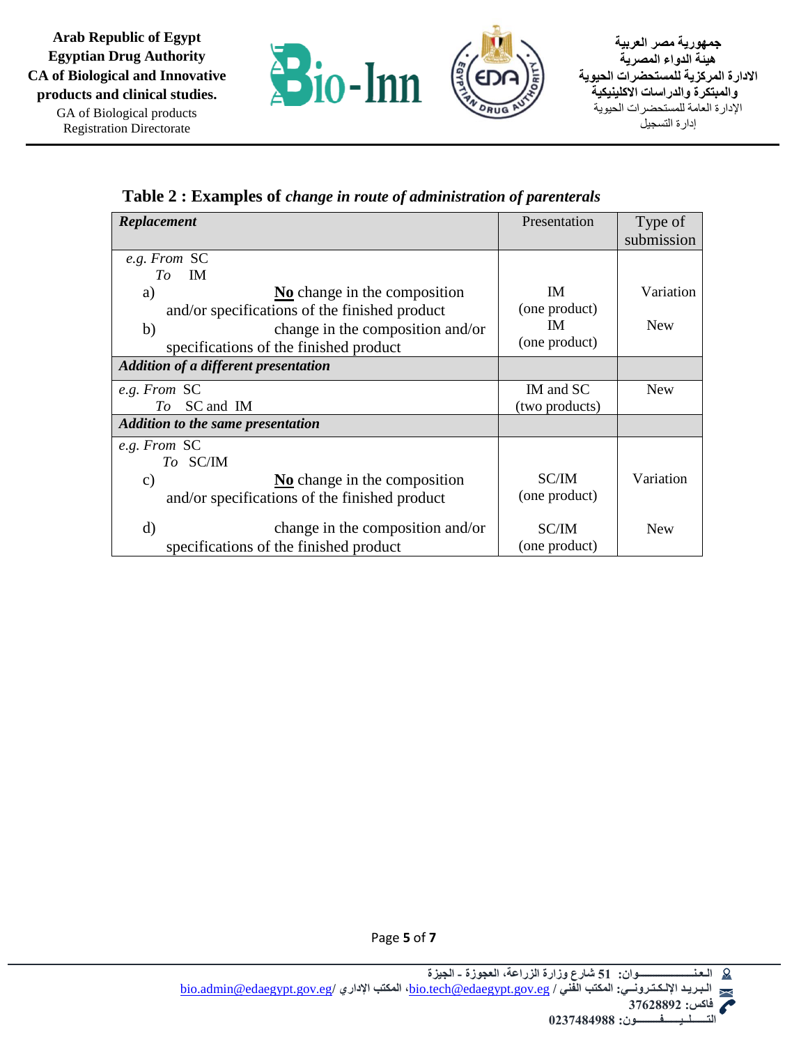**Table 2 : Examples of *change in route of administration of parenterals***

| ***Replacement*** | Presentation | Type of submission |
|---|---|---|
| *e.g. From* SC<br>*To* IM<br>a) **No** change in the composition and/or specifications of the finished product<br>b) change in the composition and/or specifications of the finished product | IM<br>(one product)<br>IM<br>(one product) | Variation<br><br>New |
| ***Addition of a different presentation*** | | |
| *e.g. From* SC<br>*To* SC and IM | IM and SC<br>(two products) | New |
| ***Addition to the same presentation*** | | |
| *e.g. From* SC<br>*To* SC/IM<br>c) **No** change in the composition and/or specifications of the finished product<br>d) change in the composition and/or specifications of the finished product | SC/IM<br>(one product)<br><br>SC/IM<br>(one product) | Variation<br><br>New |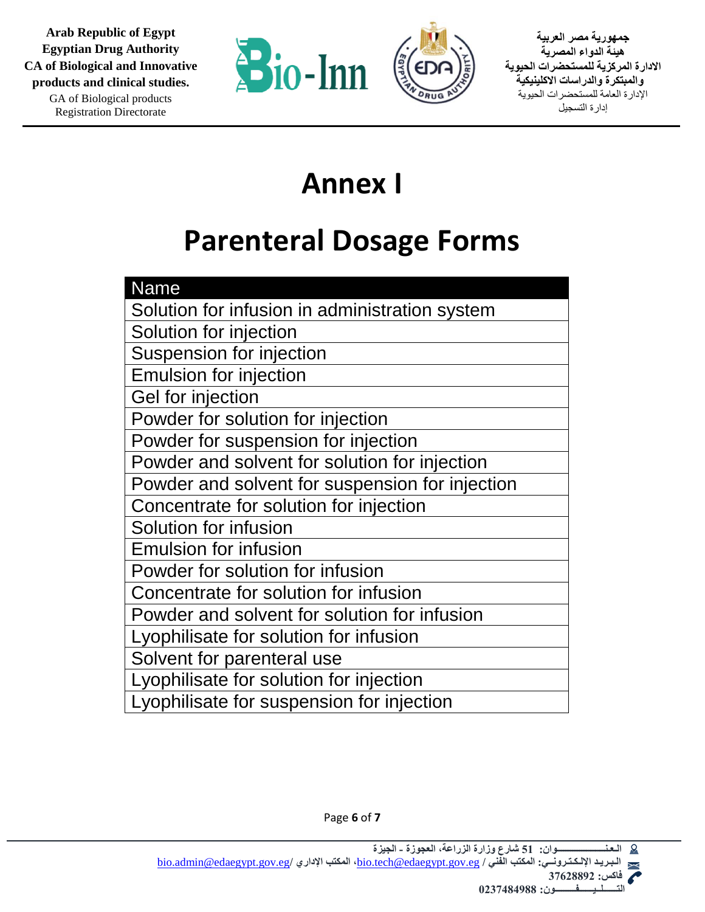# Annex I

# Parenteral Dosage Forms

| Name |
|---|
| Solution for infusion in administration system |
| Solution for injection |
| Suspension for injection |
| Emulsion for injection |
| Gel for injection |
| Powder for solution for injection |
| Powder for suspension for injection |
| Powder and solvent for solution for injection |
| Powder and solvent for suspension for injection |
| Concentrate for solution for injection |
| Solution for infusion |
| Emulsion for infusion |
| Powder for solution for infusion |
| Concentrate for solution for infusion |
| Powder and solvent for solution for infusion |
| Lyophilisate for solution for infusion |
| Solvent for parenteral use |
| Lyophilisate for solution for injection |
| Lyophilisate for suspension for injection |